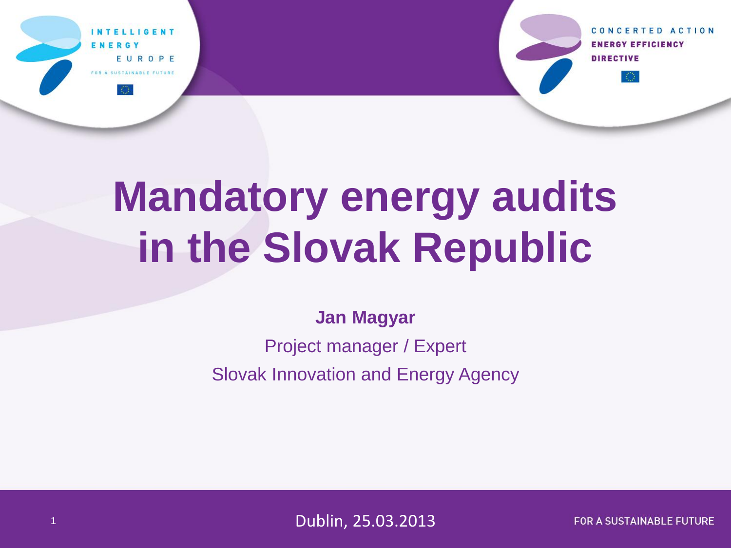# Mandatory energy audits in the Slovak Republic

**Jan Magyar**

Project manager / Expert

Slovak Innovation and Energy Agency

Dublin, 25.03.2013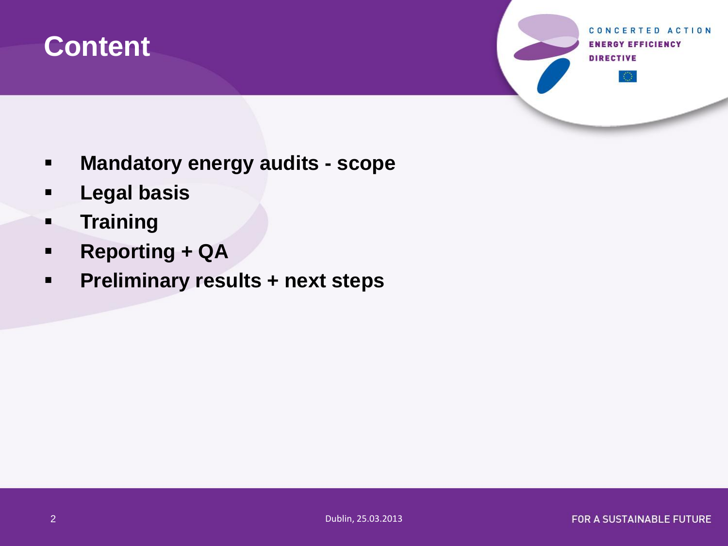# Content

- **Mandatory energy audits - scope**
- **Legal basis**
- **Training**
- **Reporting + QA**
- **Preliminary results + next steps**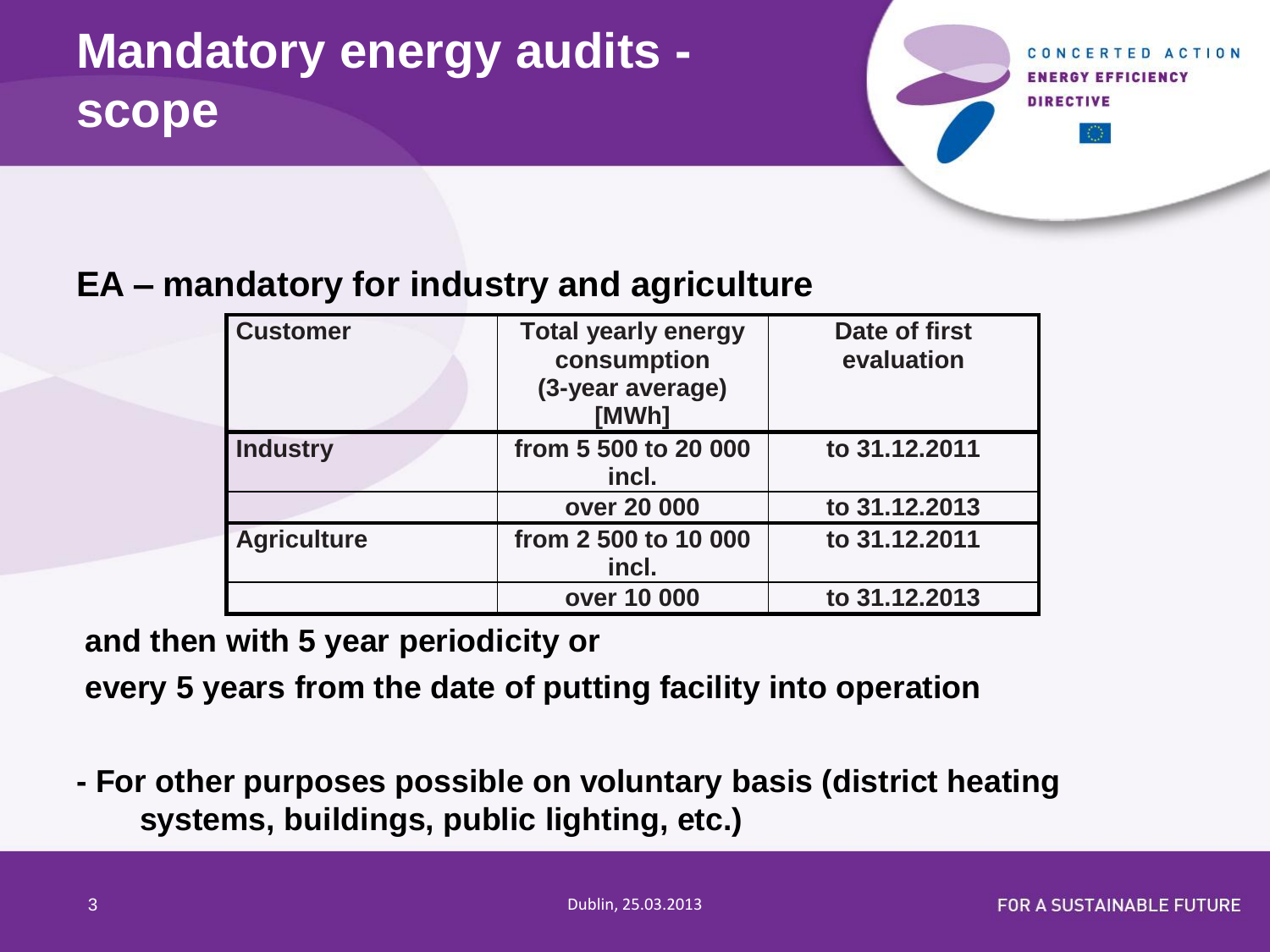# Mandatory energy audits - scope

## EA – mandatory for industry and agriculture

| Customer | Total yearly energy consumption (3-year average) [MWh] | Date of first evaluation |
|---|---|---|
| Industry | from 5 500 to 20 000 incl. | to 31.12.2011 |
| | over 20 000 | to 31.12.2013 |
| Agriculture | from 2 500 to 10 000 incl. | to 31.12.2011 |
| | over 10 000 | to 31.12.2013 |

**and then with 5 year periodicity or**

**every 5 years from the date of putting facility into operation**

**- For other purposes possible on voluntary basis (district heating systems, buildings, public lighting, etc.)**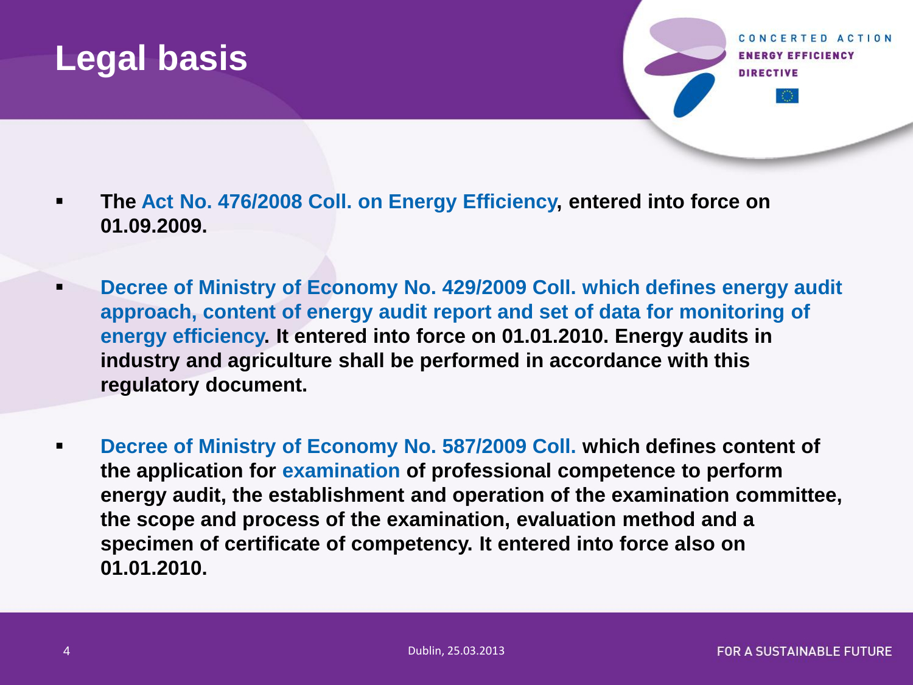# Legal basis

- **The Act No. 476/2008 Coll. on Energy Efficiency, entered into force on 01.09.2009.**
- **Decree of Ministry of Economy No. 429/2009 Coll. which defines energy audit approach, content of energy audit report and set of data for monitoring of energy efficiency. It entered into force on 01.01.2010. Energy audits in industry and agriculture shall be performed in accordance with this regulatory document.**
- **Decree of Ministry of Economy No. 587/2009 Coll. which defines content of the application for examination of professional competence to perform energy audit, the establishment and operation of the examination committee, the scope and process of the examination, evaluation method and a specimen of certificate of competency. It entered into force also on 01.01.2010.**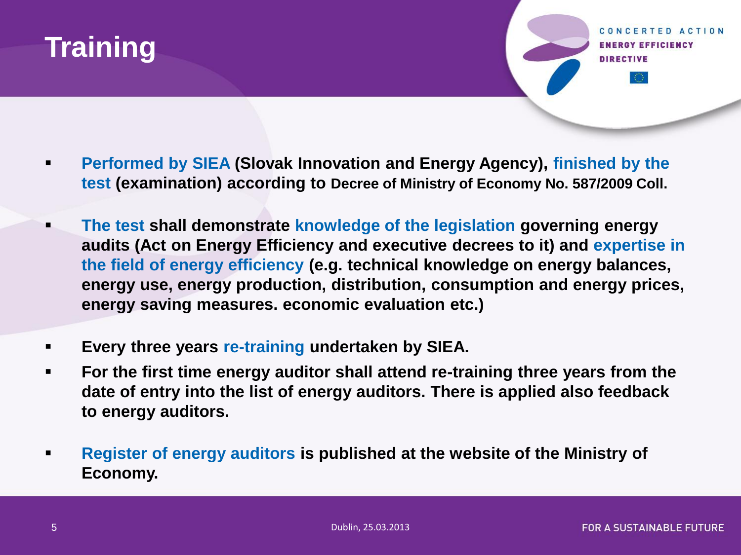# Training

- Performed by SIEA (Slovak Innovation and Energy Agency), finished by the test (examination) according to Decree of Ministry of Economy No. 587/2009 Coll.
- The test shall demonstrate knowledge of the legislation governing energy audits (Act on Energy Efficiency and executive decrees to it) and expertise in the field of energy efficiency (e.g. technical knowledge on energy balances, energy use, energy production, distribution, consumption and energy prices, energy saving measures. economic evaluation etc.)
- Every three years re-training undertaken by SIEA.
- For the first time energy auditor shall attend re-training three years from the date of entry into the list of energy auditors. There is applied also feedback to energy auditors.
- Register of energy auditors is published at the website of the Ministry of Economy.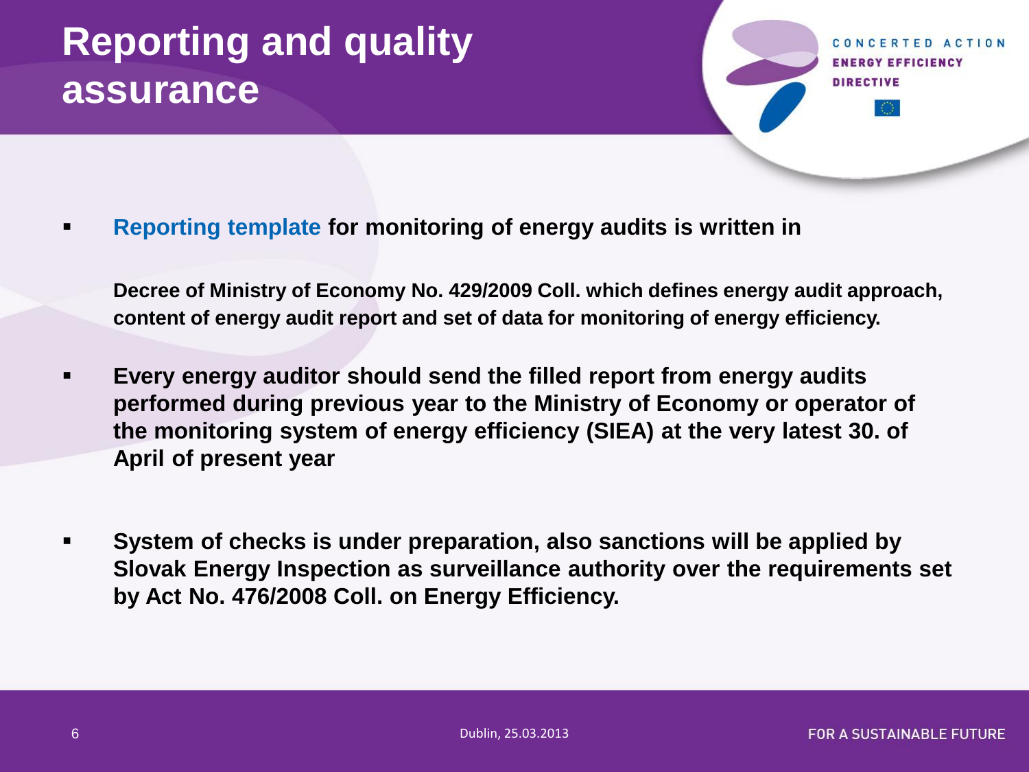# Reporting and quality assurance

- **Reporting template for monitoring of energy audits is written in**

  **Decree of Ministry of Economy No. 429/2009 Coll. which defines energy audit approach, content of energy audit report and set of data for monitoring of energy efficiency.**

- **Every energy auditor should send the filled report from energy audits performed during previous year to the Ministry of Economy or operator of the monitoring system of energy efficiency (SIEA) at the very latest 30. of April of present year**

- **System of checks is under preparation, also sanctions will be applied by Slovak Energy Inspection as surveillance authority over the requirements set by Act No. 476/2008 Coll. on Energy Efficiency.**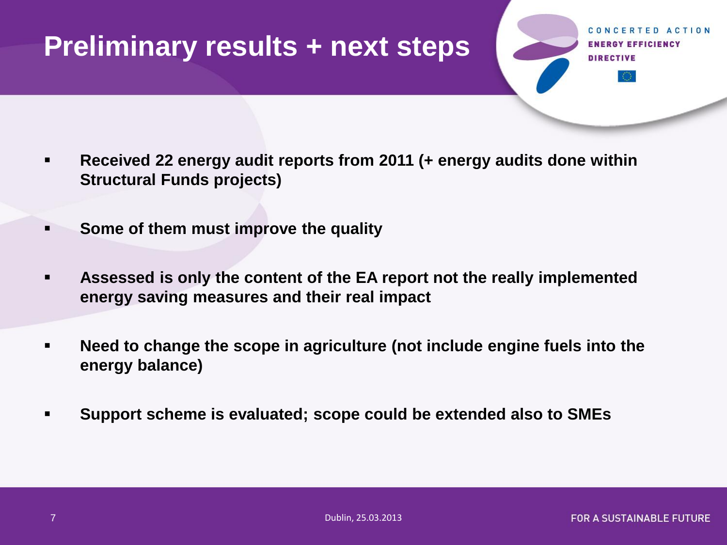# Preliminary results + next steps

- **Received 22 energy audit reports from 2011 (+ energy audits done within Structural Funds projects)**
- **Some of them must improve the quality**
- **Assessed is only the content of the EA report not the really implemented energy saving measures and their real impact**
- **Need to change the scope in agriculture (not include engine fuels into the energy balance)**
- **Support scheme is evaluated; scope could be extended also to SMEs**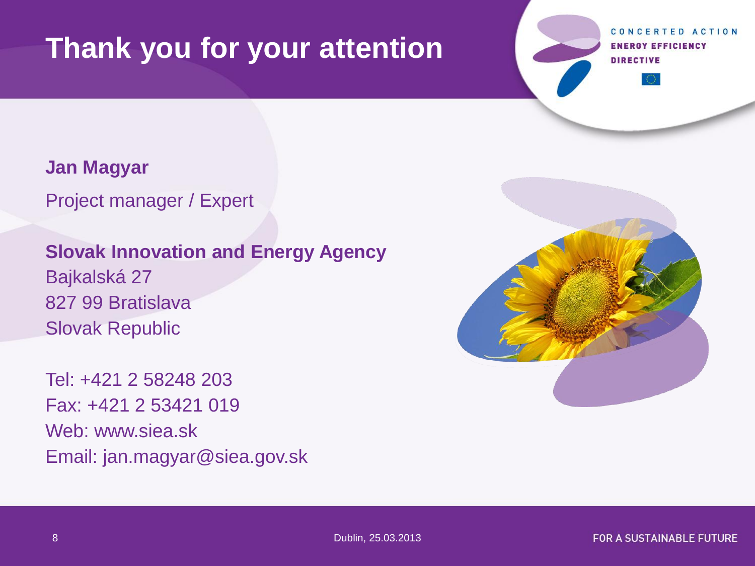# Thank you for your attention

**Jan Magyar**

Project manager / Expert

**Slovak Innovation and Energy Agency**

Bajkalská 27
827 99 Bratislava
Slovak Republic

Tel: +421 2 58248 203
Fax: +421 2 53421 019
Web: www.siea.sk
Email: jan.magyar@siea.gov.sk